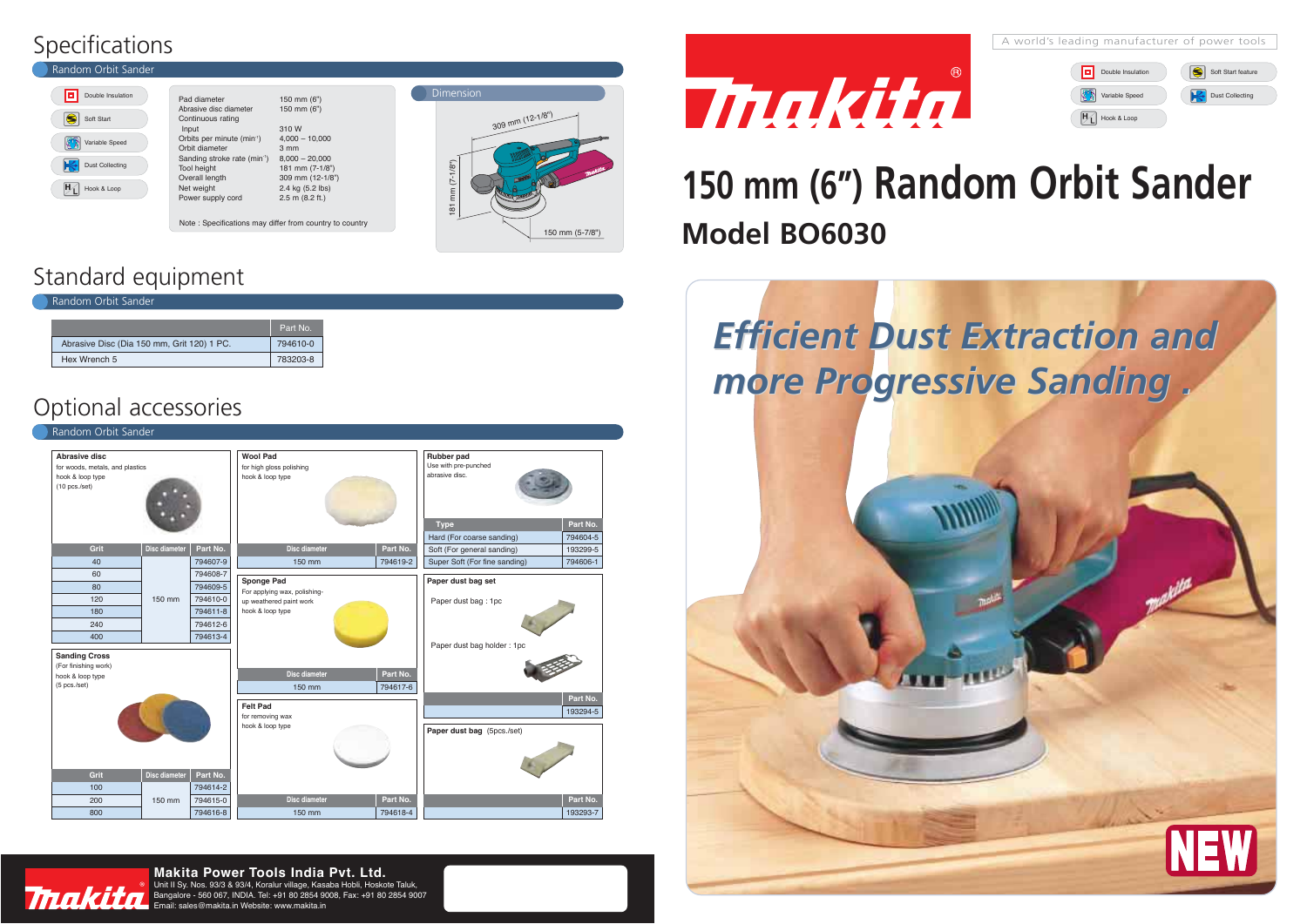A world's leading manufacturer of power tools

- Double Insulation
- Soft Start feature
- Variable Speed
- Dust Collecting
- Hook & Loop

# 150 mm (6") Random Orbit Sander

## Model BO6030

*Efficient Dust Extraction and more Progressive Sanding .*

NEW

# Specifications

## Random Orbit Sander

- Double Insulation
- Soft Start
- Variable Speed
- Dust Collecting
- Hook & Loop

| | |
|---|---|
| Pad diameter | 150 mm (6") |
| Abrasive disc diameter | 150 mm (6") |
| Continuous rating | |
| Input | 310 W |
| Orbits per minute ($min^{-1}$) | 4,000 – 10,000 |
| Orbit diameter | 3 mm |
| Sanding stroke rate ($min^{-1}$) | 8,000 – 20,000 |
| Tool height | 181 mm (7-1/8") |
| Overall length | 309 mm (12-1/8") |
| Net weight | 2.4 kg (5.2 lbs) |
| Power supply cord | 2.5 m (8.2 ft.) |

Note : Specifications may differ from country to country

### Dimension

309 mm (12-1/8")

181 mm (7-1/8")

150 mm (5-7/8")

# Standard equipment

## Random Orbit Sander

| | Part No. |
|---|---|
| Abrasive Disc (Dia 150 mm, Grit 120) 1 PC. | 794610-0 |
| Hex Wrench 5 | 783203-8 |

# Optional accessories

## Random Orbit Sander

**Abrasive disc**
for woods, metals, and plastics
hook & loop type
(10 pcs./set)

| Grit | Disc diameter | Part No. |
|---|---|---|
| 40 | 150 mm | 794607-9 |
| 60 | | 794608-7 |
| 80 | | 794609-5 |
| 120 | | 794610-0 |
| 180 | | 794611-8 |
| 240 | | 794612-6 |
| 400 | | 794613-4 |

**Sanding Cross**
(For finishing work)
hook & loop type
(5 pcs./set)

| Grit | Disc diameter | Part No. |
|---|---|---|
| 100 | 150 mm | 794614-2 |
| 200 | | 794615-0 |
| 800 | | 794616-8 |

**Wool Pad**
for high gloss polishing
hook & loop type

| Disc diameter | Part No. |
|---|---|
| 150 mm | 794619-2 |

**Sponge Pad**
For applying wax, polishing-up weathered paint work
hook & loop type

| Disc diameter | Part No. |
|---|---|
| 150 mm | 794617-6 |

**Felt Pad**
for removing wax
hook & loop type

| Disc diameter | Part No. |
|---|---|
| 150 mm | 794618-4 |

**Rubber pad**
Use with pre-punched abrasive disc.

| Type | Part No. |
|---|---|
| Hard (For coarse sanding) | 794604-5 |
| Soft (For general sanding) | 193299-5 |
| Super Soft (For fine sanding) | 794606-1 |

**Paper dust bag set**

Paper dust bag : 1pc

Paper dust bag holder : 1pc

| Part No. |
|---|
| 193294-5 |

**Paper dust bag** (5pcs./set)

| Part No. |
|---|
| 193293-7 |

**Makita Power Tools India Pvt. Ltd.**
Unit II Sy. Nos. 93/3 & 93/4, Koralur village, Kasaba Hobli, Hoskote Taluk, Bangalore - 560 067, INDIA. Tel: +91 80 2854 9008, Fax: +91 80 2854 9007
Email: sales@makita.in Website: www.makita.in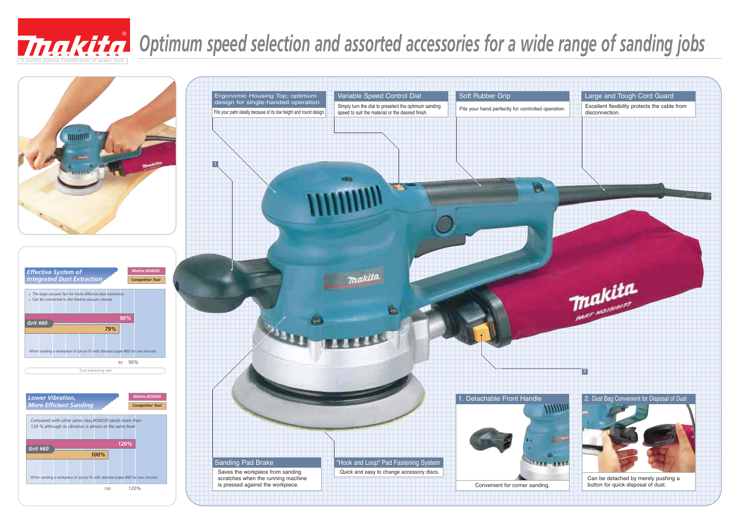# Optimum speed selection and assorted accessories for a wide range of sanding jobs

## Effective System of Integrated Dust Extraction

Makita BO6030

Competitor Tool

- *The large vacuum fan for more effective dust extraction.*
- *Can be connected to the Makita vacuum cleaner.*

Grit #60

90%

79%

When sanding a workpiece of spruce fir with abrasive paper #60 for two minutes.

80 90%

Dust extracting rate

## Lower Vibration, More Efficient Sanding

Makita BO6030

Competitor Tool

*Compared with other same class, BO6030 sands more than 120 % although its vibration is almost at the same level.*

Grit #60

120%

100%

When sanding a workpiece of spruce fir with abrasive paper #60 for two minutes.

100 120%

### Ergonomic Housing Top; optimum design for single-handed operation

Fits your palm ideally because of its low height and round design.

### Variable Speed Control Dial

Simply turn the dial to preselect the optimum sanding speed to suit the material or the desired finish.

### Soft Rubber Grip

Fits your hand perfectly for controlled operation.

### Large and Tough Cord Guard

Excellent flexibility protects the cable from disconnection.

### Sanding Pad Brake

Saves the workpiece from sanding scratches when the running machine is pressed against the workpiece.

### "Hook and Loop" Pad Fastening System

Quick and easy to change accessory discs.

### 1. Detachable Front Handle

Convenient for corner sanding.

### 2. Dust Bag Convenient for Disposal of Dust

Can be detached by merely pushing a button for quick disposal of dust.